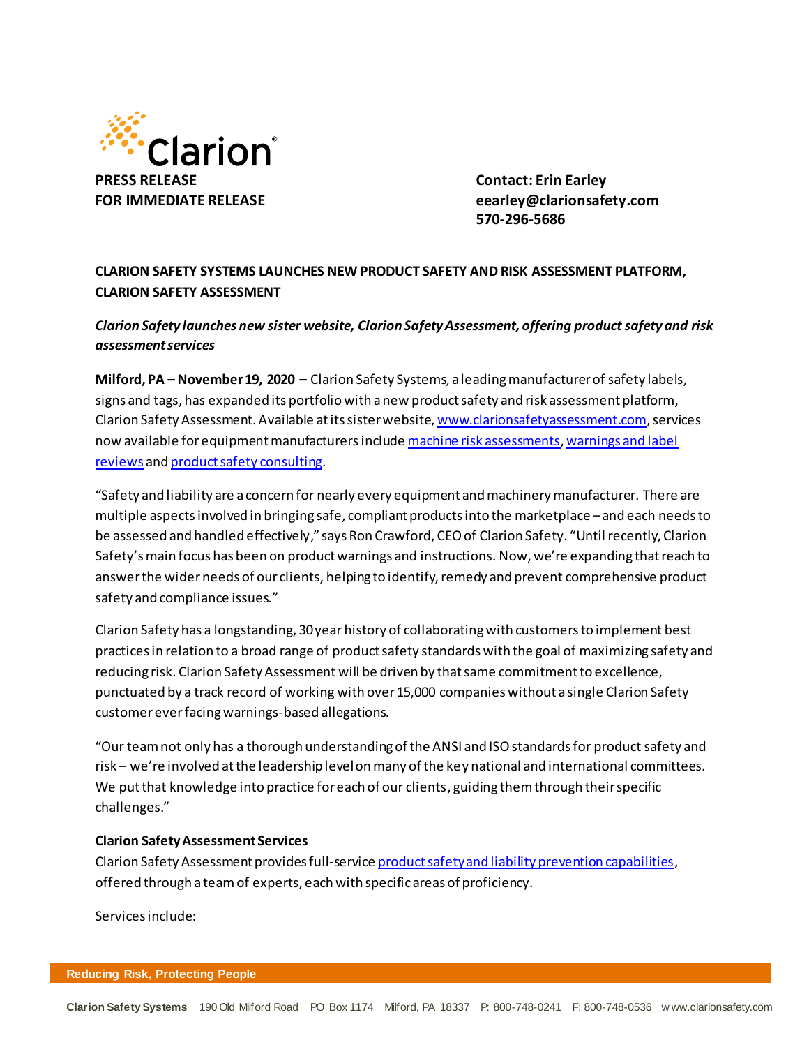**PRESS RELEASE**
**FOR IMMEDIATE RELEASE**

**Contact: Erin Earley**
**eearley@clarionsafety.com**
**570-296-5686**

**CLARION SAFETY SYSTEMS LAUNCHES NEW PRODUCT SAFETY AND RISK ASSESSMENT PLATFORM, CLARION SAFETY ASSESSMENT**

***Clarion Safety launches new sister website, Clarion Safety Assessment, offering product safety and risk assessment services***

**Milford, PA – November 19, 2020 –** Clarion Safety Systems, a leading manufacturer of safety labels, signs and tags, has expanded its portfolio with a new product safety and risk assessment platform, Clarion Safety Assessment. Available at its sister website, www.clarionsafetyassessment.com, services now available for equipment manufacturers include machine risk assessments, warnings and label reviews and product safety consulting.

"Safety and liability are a concern for nearly every equipment and machinery manufacturer. There are multiple aspects involved in bringing safe, compliant products into the marketplace – and each needs to be assessed and handled effectively," says Ron Crawford, CEO of Clarion Safety. "Until recently, Clarion Safety's main focus has been on product warnings and instructions. Now, we're expanding that reach to answer the wider needs of our clients, helping to identify, remedy and prevent comprehensive product safety and compliance issues."

Clarion Safety has a longstanding, 30 year history of collaborating with customers to implement best practices in relation to a broad range of product safety standards with the goal of maximizing safety and reducing risk. Clarion Safety Assessment will be driven by that same commitment to excellence, punctuated by a track record of working with over 15,000 companies without a single Clarion Safety customer ever facing warnings-based allegations.

"Our team not only has a thorough understanding of the ANSI and ISO standards for product safety and risk – we're involved at the leadership level on many of the key national and international committees. We put that knowledge into practice for each of our clients, guiding them through their specific challenges."

**Clarion Safety Assessment Services**

Clarion Safety Assessment provides full-service product safety and liability prevention capabilities, offered through a team of experts, each with specific areas of proficiency.

Services include: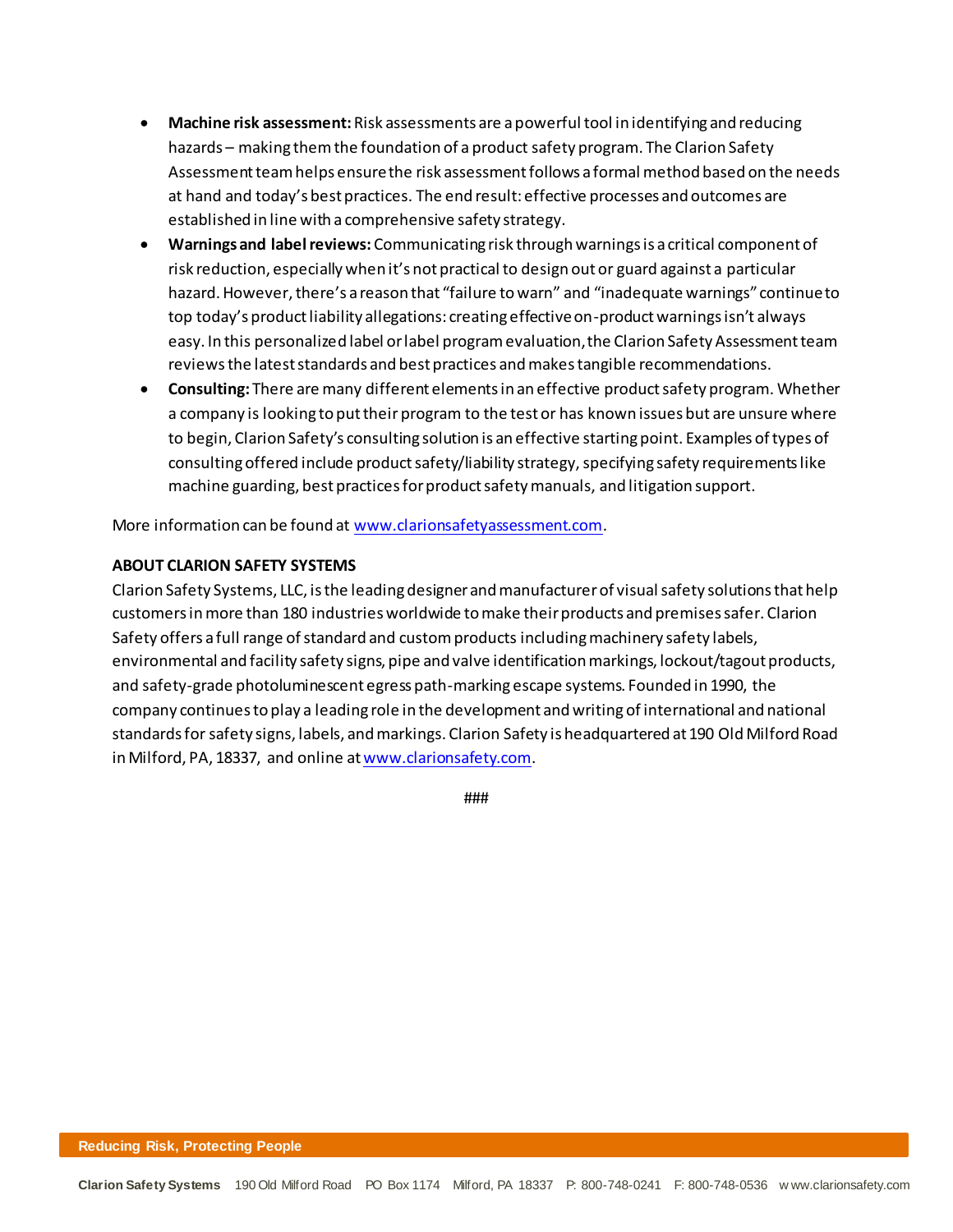- **Machine risk assessment:** Risk assessments are a powerful tool in identifying and reducing hazards – making them the foundation of a product safety program. The Clarion Safety Assessment team helps ensure the risk assessment follows a formal method based on the needs at hand and today's best practices. The end result: effective processes and outcomes are established in line with a comprehensive safety strategy.
- **Warnings and label reviews:** Communicating risk through warnings is a critical component of risk reduction, especially when it's not practical to design out or guard against a particular hazard. However, there's a reason that "failure to warn" and "inadequate warnings" continue to top today's product liability allegations: creating effective on-product warnings isn't always easy. In this personalized label or label program evaluation, the Clarion Safety Assessment team reviews the latest standards and best practices and makes tangible recommendations.
- **Consulting:** There are many different elements in an effective product safety program. Whether a company is looking to put their program to the test or has known issues but are unsure where to begin, Clarion Safety's consulting solution is an effective starting point. Examples of types of consulting offered include product safety/liability strategy, specifying safety requirements like machine guarding, best practices for product safety manuals, and litigation support.

More information can be found at www.clarionsafetyassessment.com.

**ABOUT CLARION SAFETY SYSTEMS**

Clarion Safety Systems, LLC, is the leading designer and manufacturer of visual safety solutions that help customers in more than 180 industries worldwide to make their products and premises safer. Clarion Safety offers a full range of standard and custom products including machinery safety labels, environmental and facility safety signs, pipe and valve identification markings, lockout/tagout products, and safety-grade photoluminescent egress path-marking escape systems. Founded in 1990, the company continues to play a leading role in the development and writing of international and national standards for safety signs, labels, and markings. Clarion Safety is headquartered at 190 Old Milford Road in Milford, PA, 18337, and online at www.clarionsafety.com.

###